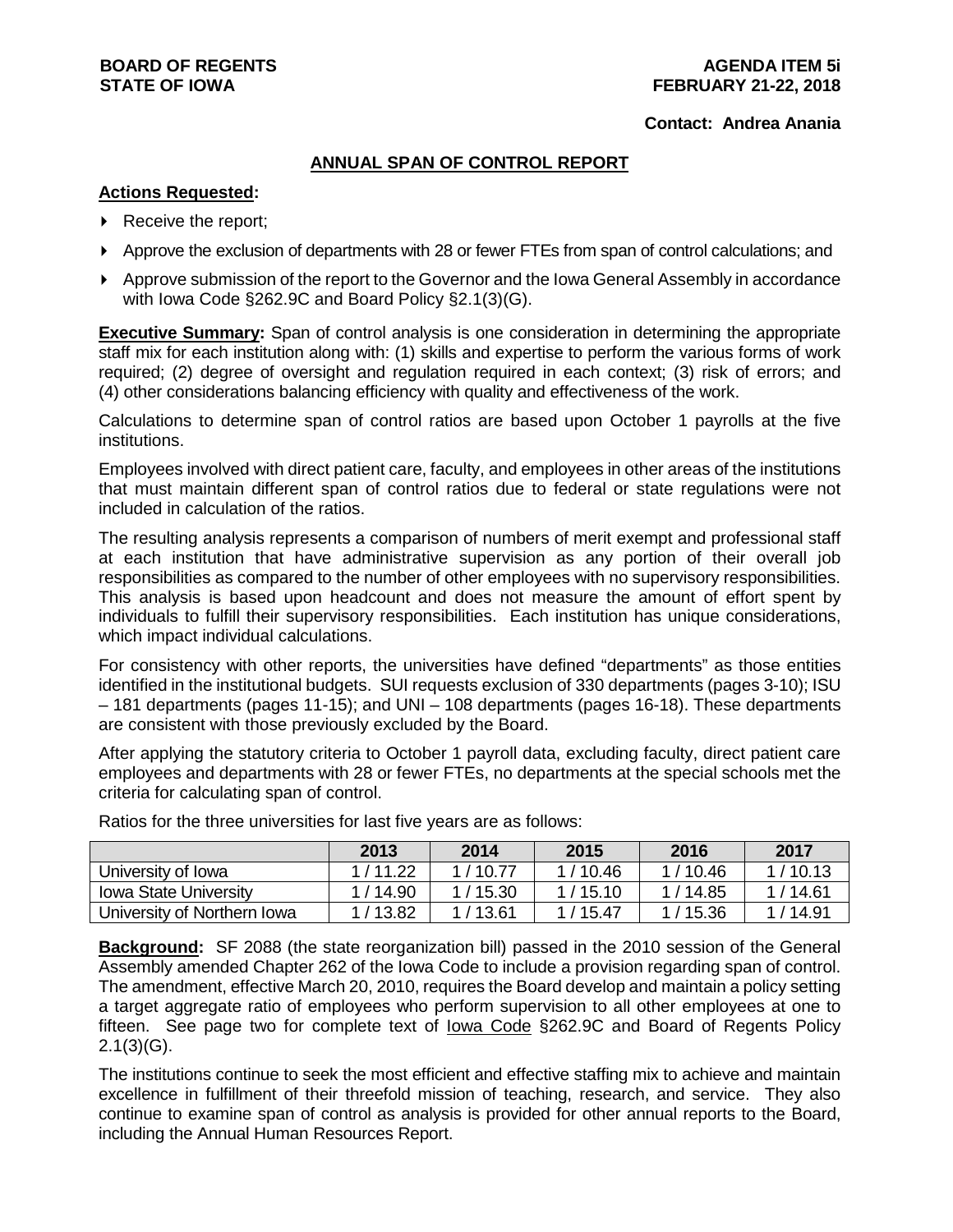**BOARD OF REGENTS**
**STATE OF IOWA**

**AGENDA ITEM 5i**
**FEBRUARY 21-22, 2018**

**Contact: Andrea Anania**

## ANNUAL SPAN OF CONTROL REPORT

**Actions Requested:**

- Receive the report;
- Approve the exclusion of departments with 28 or fewer FTEs from span of control calculations; and
- Approve submission of the report to the Governor and the Iowa General Assembly in accordance with Iowa Code §262.9C and Board Policy §2.1(3)(G).

**Executive Summary:** Span of control analysis is one consideration in determining the appropriate staff mix for each institution along with: (1) skills and expertise to perform the various forms of work required; (2) degree of oversight and regulation required in each context; (3) risk of errors; and (4) other considerations balancing efficiency with quality and effectiveness of the work.

Calculations to determine span of control ratios are based upon October 1 payrolls at the five institutions.

Employees involved with direct patient care, faculty, and employees in other areas of the institutions that must maintain different span of control ratios due to federal or state regulations were not included in calculation of the ratios.

The resulting analysis represents a comparison of numbers of merit exempt and professional staff at each institution that have administrative supervision as any portion of their overall job responsibilities as compared to the number of other employees with no supervisory responsibilities. This analysis is based upon headcount and does not measure the amount of effort spent by individuals to fulfill their supervisory responsibilities. Each institution has unique considerations, which impact individual calculations.

For consistency with other reports, the universities have defined "departments" as those entities identified in the institutional budgets. SUI requests exclusion of 330 departments (pages 3-10); ISU – 181 departments (pages 11-15); and UNI – 108 departments (pages 16-18). These departments are consistent with those previously excluded by the Board.

After applying the statutory criteria to October 1 payroll data, excluding faculty, direct patient care employees and departments with 28 or fewer FTEs, no departments at the special schools met the criteria for calculating span of control.

Ratios for the three universities for last five years are as follows:

| | 2013 | 2014 | 2015 | 2016 | 2017 |
|---|---|---|---|---|---|
| University of Iowa | 1 / 11.22 | 1 / 10.77 | 1 / 10.46 | 1 / 10.46 | 1 / 10.13 |
| Iowa State University | 1 / 14.90 | 1 / 15.30 | 1 / 15.10 | 1 / 14.85 | 1 / 14.61 |
| University of Northern Iowa | 1 / 13.82 | 1 / 13.61 | 1 / 15.47 | 1 / 15.36 | 1 / 14.91 |

**Background:** SF 2088 (the state reorganization bill) passed in the 2010 session of the General Assembly amended Chapter 262 of the Iowa Code to include a provision regarding span of control. The amendment, effective March 20, 2010, requires the Board develop and maintain a policy setting a target aggregate ratio of employees who perform supervision to all other employees at one to fifteen. See page two for complete text of Iowa Code §262.9C and Board of Regents Policy 2.1(3)(G).

The institutions continue to seek the most efficient and effective staffing mix to achieve and maintain excellence in fulfillment of their threefold mission of teaching, research, and service. They also continue to examine span of control as analysis is provided for other annual reports to the Board, including the Annual Human Resources Report.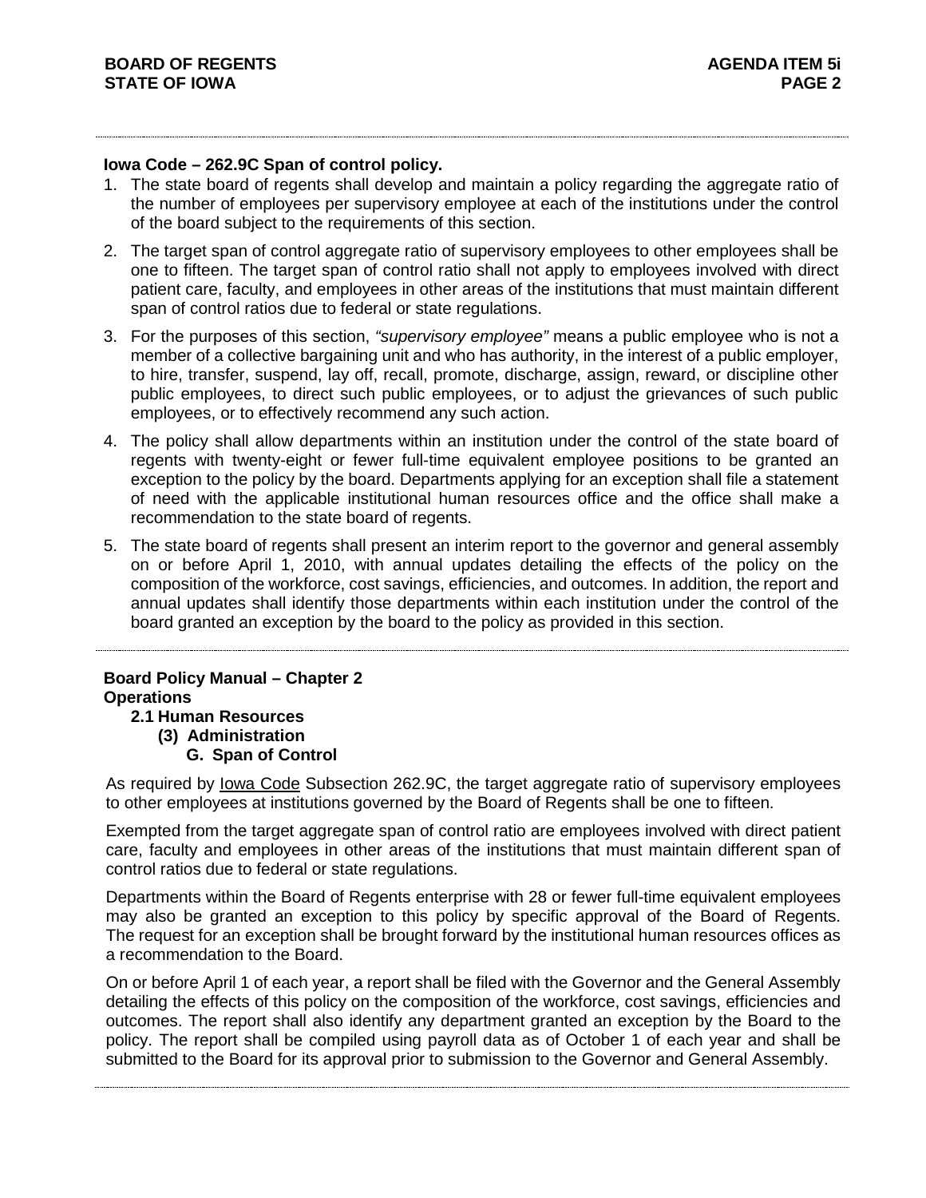**Iowa Code – 262.9C Span of control policy.**

1. The state board of regents shall develop and maintain a policy regarding the aggregate ratio of the number of employees per supervisory employee at each of the institutions under the control of the board subject to the requirements of this section.
2. The target span of control aggregate ratio of supervisory employees to other employees shall be one to fifteen. The target span of control ratio shall not apply to employees involved with direct patient care, faculty, and employees in other areas of the institutions that must maintain different span of control ratios due to federal or state regulations.
3. For the purposes of this section, *"supervisory employee"* means a public employee who is not a member of a collective bargaining unit and who has authority, in the interest of a public employer, to hire, transfer, suspend, lay off, recall, promote, discharge, assign, reward, or discipline other public employees, to direct such public employees, or to adjust the grievances of such public employees, or to effectively recommend any such action.
4. The policy shall allow departments within an institution under the control of the state board of regents with twenty-eight or fewer full-time equivalent employee positions to be granted an exception to the policy by the board. Departments applying for an exception shall file a statement of need with the applicable institutional human resources office and the office shall make a recommendation to the state board of regents.
5. The state board of regents shall present an interim report to the governor and general assembly on or before April 1, 2010, with annual updates detailing the effects of the policy on the composition of the workforce, cost savings, efficiencies, and outcomes. In addition, the report and annual updates shall identify those departments within each institution under the control of the board granted an exception by the board to the policy as provided in this section.

**Board Policy Manual – Chapter 2**
**Operations**
**2.1 Human Resources**
**(3) Administration**
**G. Span of Control**

As required by Iowa Code Subsection 262.9C, the target aggregate ratio of supervisory employees to other employees at institutions governed by the Board of Regents shall be one to fifteen.

Exempted from the target aggregate span of control ratio are employees involved with direct patient care, faculty and employees in other areas of the institutions that must maintain different span of control ratios due to federal or state regulations.

Departments within the Board of Regents enterprise with 28 or fewer full-time equivalent employees may also be granted an exception to this policy by specific approval of the Board of Regents. The request for an exception shall be brought forward by the institutional human resources offices as a recommendation to the Board.

On or before April 1 of each year, a report shall be filed with the Governor and the General Assembly detailing the effects of this policy on the composition of the workforce, cost savings, efficiencies and outcomes. The report shall also identify any department granted an exception by the Board to the policy. The report shall be compiled using payroll data as of October 1 of each year and shall be submitted to the Board for its approval prior to submission to the Governor and General Assembly.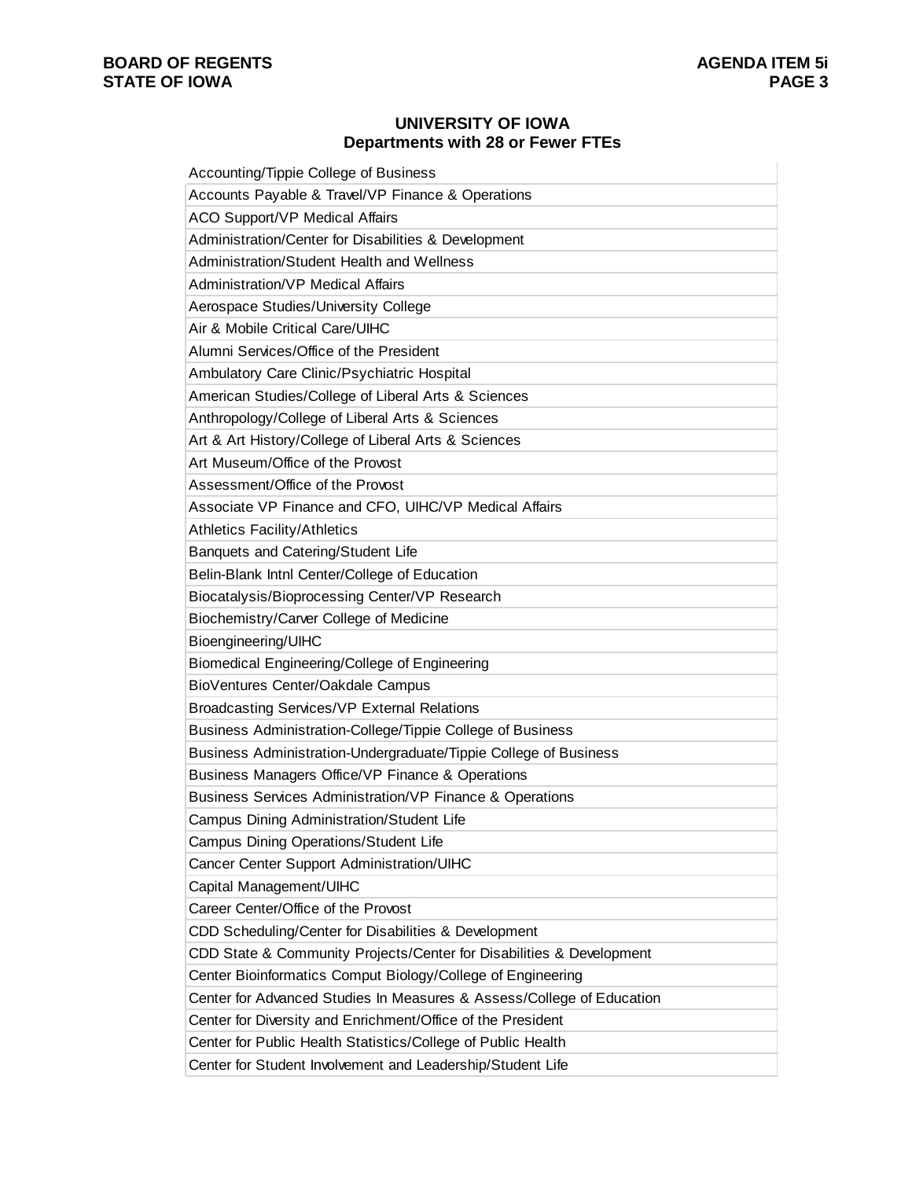## UNIVERSITY OF IOWA
### Departments with 28 or Fewer FTEs

| |
|---|
| Accounting/Tippie College of Business |
| Accounts Payable & Travel/VP Finance & Operations |
| ACO Support/VP Medical Affairs |
| Administration/Center for Disabilities & Development |
| Administration/Student Health and Wellness |
| Administration/VP Medical Affairs |
| Aerospace Studies/University College |
| Air & Mobile Critical Care/UIHC |
| Alumni Services/Office of the President |
| Ambulatory Care Clinic/Psychiatric Hospital |
| American Studies/College of Liberal Arts & Sciences |
| Anthropology/College of Liberal Arts & Sciences |
| Art & Art History/College of Liberal Arts & Sciences |
| Art Museum/Office of the Provost |
| Assessment/Office of the Provost |
| Associate VP Finance and CFO, UIHC/VP Medical Affairs |
| Athletics Facility/Athletics |
| Banquets and Catering/Student Life |
| Belin-Blank Intnl Center/College of Education |
| Biocatalysis/Bioprocessing Center/VP Research |
| Biochemistry/Carver College of Medicine |
| Bioengineering/UIHC |
| Biomedical Engineering/College of Engineering |
| BioVentures Center/Oakdale Campus |
| Broadcasting Services/VP External Relations |
| Business Administration-College/Tippie College of Business |
| Business Administration-Undergraduate/Tippie College of Business |
| Business Managers Office/VP Finance & Operations |
| Business Services Administration/VP Finance & Operations |
| Campus Dining Administration/Student Life |
| Campus Dining Operations/Student Life |
| Cancer Center Support Administration/UIHC |
| Capital Management/UIHC |
| Career Center/Office of the Provost |
| CDD Scheduling/Center for Disabilities & Development |
| CDD State & Community Projects/Center for Disabilities & Development |
| Center Bioinformatics Comput Biology/College of Engineering |
| Center for Advanced Studies In Measures & Assess/College of Education |
| Center for Diversity and Enrichment/Office of the President |
| Center for Public Health Statistics/College of Public Health |
| Center for Student Involvement and Leadership/Student Life |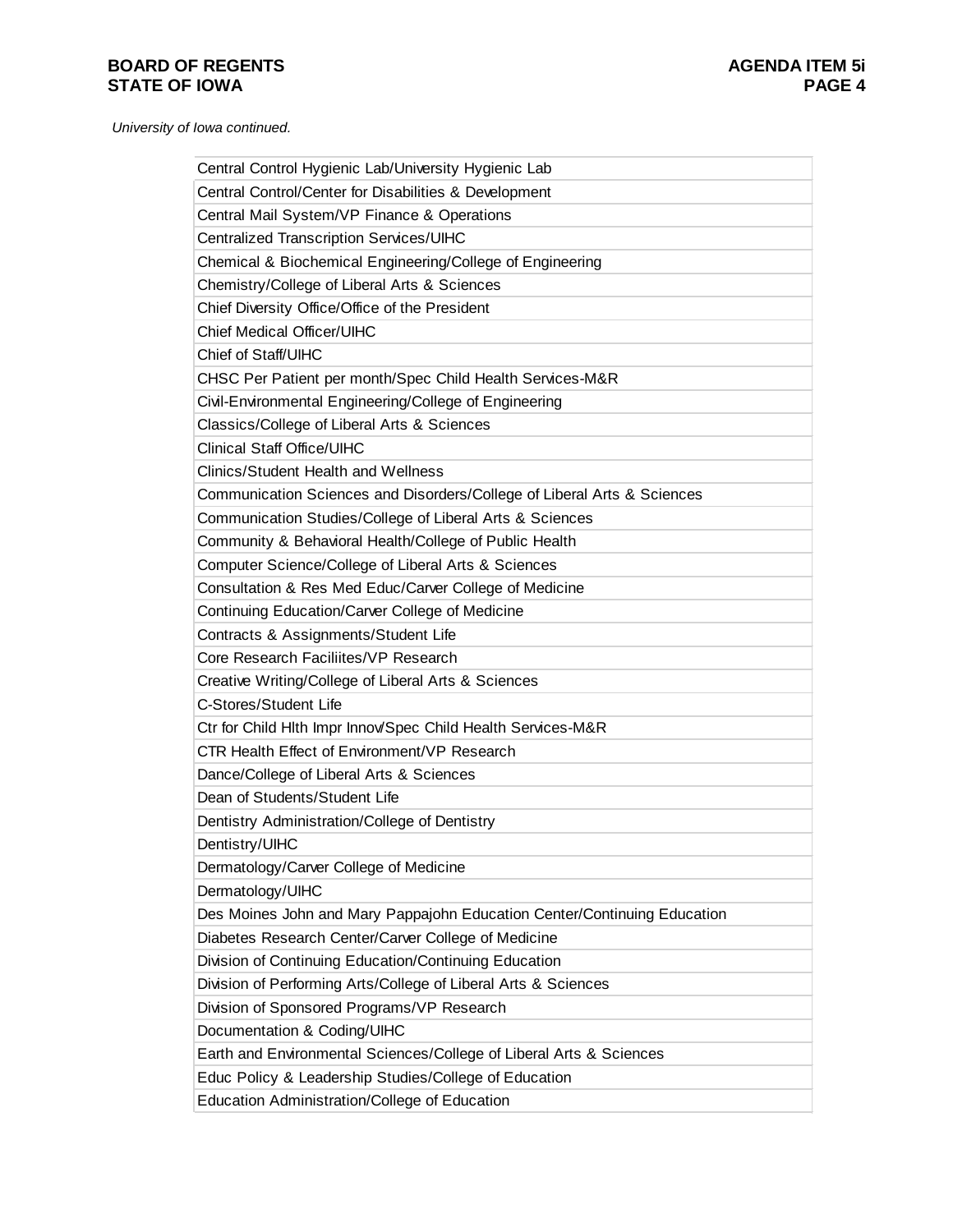*University of Iowa continued.*

| |
|---|
| Central Control Hygienic Lab/University Hygienic Lab |
| Central Control/Center for Disabilities & Development |
| Central Mail System/VP Finance & Operations |
| Centralized Transcription Services/UIHC |
| Chemical & Biochemical Engineering/College of Engineering |
| Chemistry/College of Liberal Arts & Sciences |
| Chief Diversity Office/Office of the President |
| Chief Medical Officer/UIHC |
| Chief of Staff/UIHC |
| CHSC Per Patient per month/Spec Child Health Services-M&R |
| Civil-Environmental Engineering/College of Engineering |
| Classics/College of Liberal Arts & Sciences |
| Clinical Staff Office/UIHC |
| Clinics/Student Health and Wellness |
| Communication Sciences and Disorders/College of Liberal Arts & Sciences |
| Communication Studies/College of Liberal Arts & Sciences |
| Community & Behavioral Health/College of Public Health |
| Computer Science/College of Liberal Arts & Sciences |
| Consultation & Res Med Educ/Carver College of Medicine |
| Continuing Education/Carver College of Medicine |
| Contracts & Assignments/Student Life |
| Core Research Faciliites/VP Research |
| Creative Writing/College of Liberal Arts & Sciences |
| C-Stores/Student Life |
| Ctr for Child Hlth Impr Innov/Spec Child Health Services-M&R |
| CTR Health Effect of Environment/VP Research |
| Dance/College of Liberal Arts & Sciences |
| Dean of Students/Student Life |
| Dentistry Administration/College of Dentistry |
| Dentistry/UIHC |
| Dermatology/Carver College of Medicine |
| Dermatology/UIHC |
| Des Moines John and Mary Pappajohn Education Center/Continuing Education |
| Diabetes Research Center/Carver College of Medicine |
| Division of Continuing Education/Continuing Education |
| Division of Performing Arts/College of Liberal Arts & Sciences |
| Division of Sponsored Programs/VP Research |
| Documentation & Coding/UIHC |
| Earth and Environmental Sciences/College of Liberal Arts & Sciences |
| Educ Policy & Leadership Studies/College of Education |
| Education Administration/College of Education |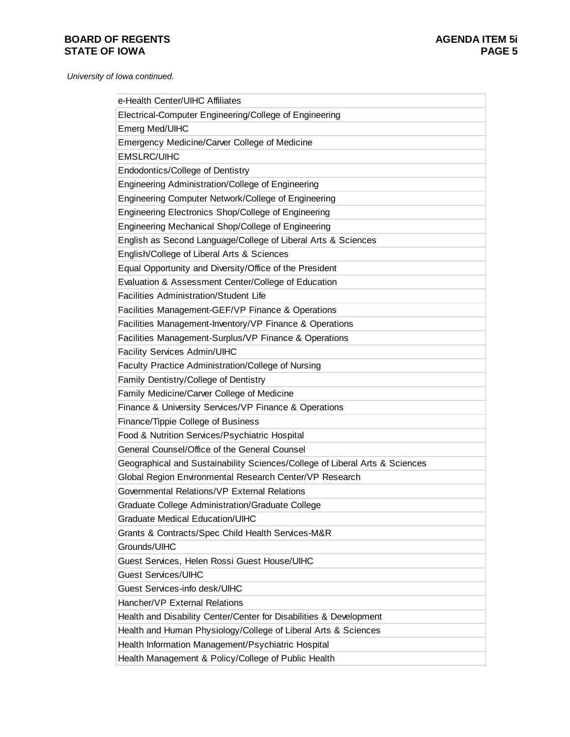*University of Iowa continued.*

| |
|---|
| e-Health Center/UIHC Affiliates |
| Electrical-Computer Engineering/College of Engineering |
| Emerg Med/UIHC |
| Emergency Medicine/Carver College of Medicine |
| EMSLRC/UIHC |
| Endodontics/College of Dentistry |
| Engineering Administration/College of Engineering |
| Engineering Computer Network/College of Engineering |
| Engineering Electronics Shop/College of Engineering |
| Engineering Mechanical Shop/College of Engineering |
| English as Second Language/College of Liberal Arts & Sciences |
| English/College of Liberal Arts & Sciences |
| Equal Opportunity and Diversity/Office of the President |
| Evaluation & Assessment Center/College of Education |
| Facilities Administration/Student Life |
| Facilities Management-GEF/VP Finance & Operations |
| Facilities Management-Inventory/VP Finance & Operations |
| Facilities Management-Surplus/VP Finance & Operations |
| Facility Services Admin/UIHC |
| Faculty Practice Administration/College of Nursing |
| Family Dentistry/College of Dentistry |
| Family Medicine/Carver College of Medicine |
| Finance & University Services/VP Finance & Operations |
| Finance/Tippie College of Business |
| Food & Nutrition Services/Psychiatric Hospital |
| General Counsel/Office of the General Counsel |
| Geographical and Sustainability Sciences/College of Liberal Arts & Sciences |
| Global Region Environmental Research Center/VP Research |
| Governmental Relations/VP External Relations |
| Graduate College Administration/Graduate College |
| Graduate Medical Education/UIHC |
| Grants & Contracts/Spec Child Health Services-M&R |
| Grounds/UIHC |
| Guest Services, Helen Rossi Guest House/UIHC |
| Guest Services/UIHC |
| Guest Services-info desk/UIHC |
| Hancher/VP External Relations |
| Health and Disability Center/Center for Disabilities & Development |
| Health and Human Physiology/College of Liberal Arts & Sciences |
| Health Information Management/Psychiatric Hospital |
| Health Management & Policy/College of Public Health |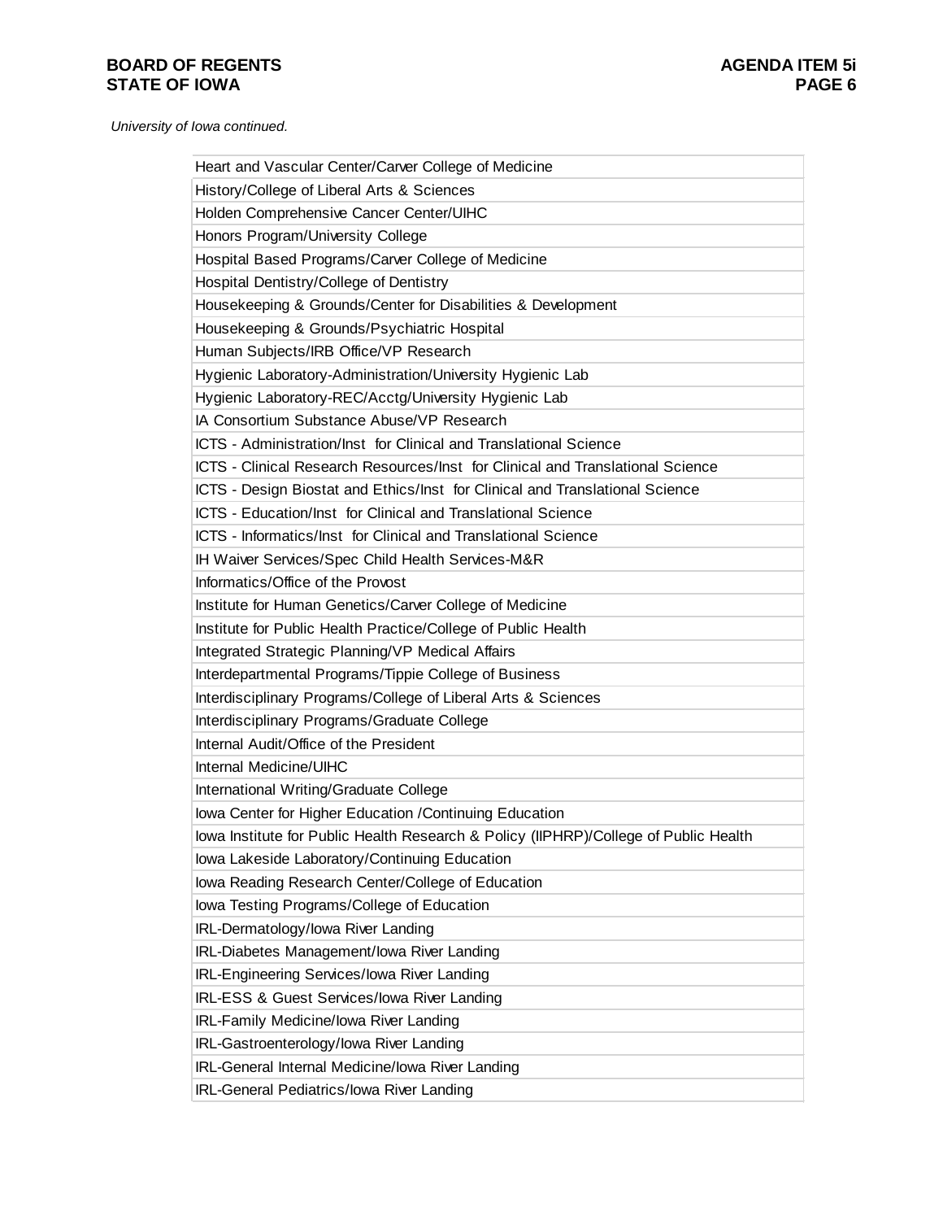*University of Iowa continued.*

| |
|---|
| Heart and Vascular Center/Carver College of Medicine |
| History/College of Liberal Arts & Sciences |
| Holden Comprehensive Cancer Center/UIHC |
| Honors Program/University College |
| Hospital Based Programs/Carver College of Medicine |
| Hospital Dentistry/College of Dentistry |
| Housekeeping & Grounds/Center for Disabilities & Development |
| Housekeeping & Grounds/Psychiatric Hospital |
| Human Subjects/IRB Office/VP Research |
| Hygienic Laboratory-Administration/University Hygienic Lab |
| Hygienic Laboratory-REC/Acctg/University Hygienic Lab |
| IA Consortium Substance Abuse/VP Research |
| ICTS - Administration/Inst for Clinical and Translational Science |
| ICTS - Clinical Research Resources/Inst for Clinical and Translational Science |
| ICTS - Design Biostat and Ethics/Inst for Clinical and Translational Science |
| ICTS - Education/Inst for Clinical and Translational Science |
| ICTS - Informatics/Inst for Clinical and Translational Science |
| IH Waiver Services/Spec Child Health Services-M&R |
| Informatics/Office of the Provost |
| Institute for Human Genetics/Carver College of Medicine |
| Institute for Public Health Practice/College of Public Health |
| Integrated Strategic Planning/VP Medical Affairs |
| Interdepartmental Programs/Tippie College of Business |
| Interdisciplinary Programs/College of Liberal Arts & Sciences |
| Interdisciplinary Programs/Graduate College |
| Internal Audit/Office of the President |
| Internal Medicine/UIHC |
| International Writing/Graduate College |
| Iowa Center for Higher Education /Continuing Education |
| Iowa Institute for Public Health Research & Policy (IIPHRP)/College of Public Health |
| Iowa Lakeside Laboratory/Continuing Education |
| Iowa Reading Research Center/College of Education |
| Iowa Testing Programs/College of Education |
| IRL-Dermatology/Iowa River Landing |
| IRL-Diabetes Management/Iowa River Landing |
| IRL-Engineering Services/Iowa River Landing |
| IRL-ESS & Guest Services/Iowa River Landing |
| IRL-Family Medicine/Iowa River Landing |
| IRL-Gastroenterology/Iowa River Landing |
| IRL-General Internal Medicine/Iowa River Landing |
| IRL-General Pediatrics/Iowa River Landing |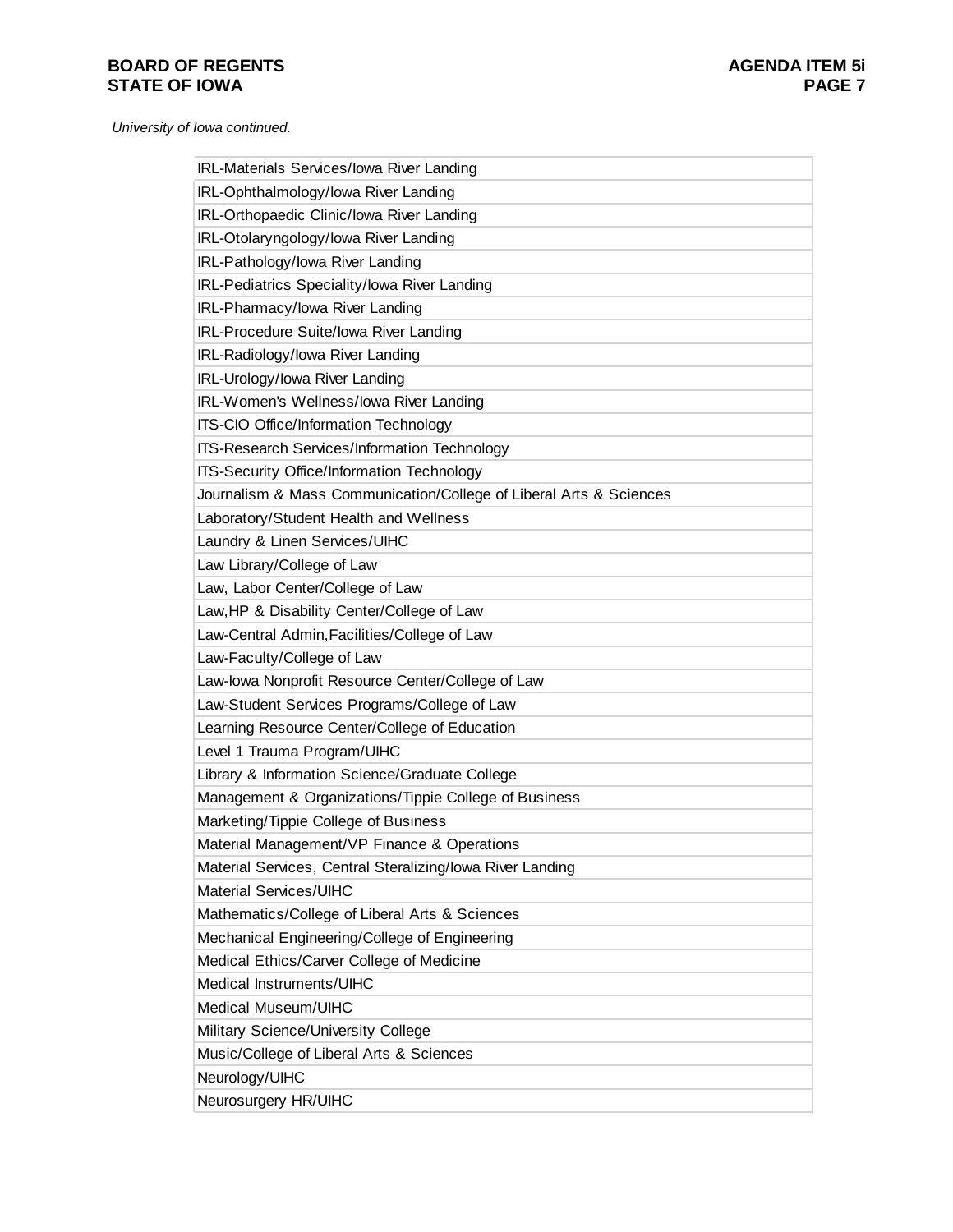*University of Iowa continued.*

| |
|---|
| IRL-Materials Services/Iowa River Landing |
| IRL-Ophthalmology/Iowa River Landing |
| IRL-Orthopaedic Clinic/Iowa River Landing |
| IRL-Otolaryngology/Iowa River Landing |
| IRL-Pathology/Iowa River Landing |
| IRL-Pediatrics Speciality/Iowa River Landing |
| IRL-Pharmacy/Iowa River Landing |
| IRL-Procedure Suite/Iowa River Landing |
| IRL-Radiology/Iowa River Landing |
| IRL-Urology/Iowa River Landing |
| IRL-Women's Wellness/Iowa River Landing |
| ITS-CIO Office/Information Technology |
| ITS-Research Services/Information Technology |
| ITS-Security Office/Information Technology |
| Journalism & Mass Communication/College of Liberal Arts & Sciences |
| Laboratory/Student Health and Wellness |
| Laundry & Linen Services/UIHC |
| Law Library/College of Law |
| Law, Labor Center/College of Law |
| Law,HP & Disability Center/College of Law |
| Law-Central Admin,Facilities/College of Law |
| Law-Faculty/College of Law |
| Law-Iowa Nonprofit Resource Center/College of Law |
| Law-Student Services Programs/College of Law |
| Learning Resource Center/College of Education |
| Level 1 Trauma Program/UIHC |
| Library & Information Science/Graduate College |
| Management & Organizations/Tippie College of Business |
| Marketing/Tippie College of Business |
| Material Management/VP Finance & Operations |
| Material Services, Central Steralizing/Iowa River Landing |
| Material Services/UIHC |
| Mathematics/College of Liberal Arts & Sciences |
| Mechanical Engineering/College of Engineering |
| Medical Ethics/Carver College of Medicine |
| Medical Instruments/UIHC |
| Medical Museum/UIHC |
| Military Science/University College |
| Music/College of Liberal Arts & Sciences |
| Neurology/UIHC |
| Neurosurgery HR/UIHC |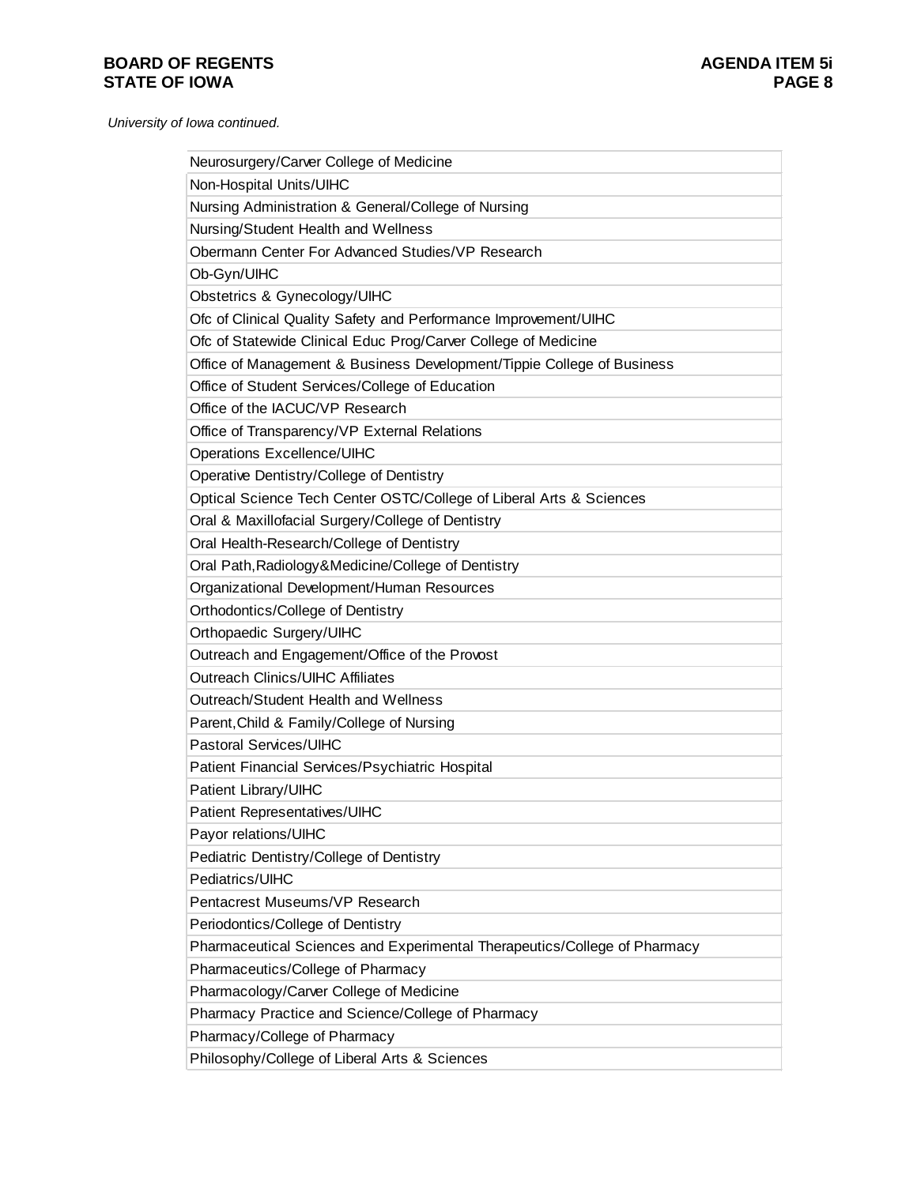*University of Iowa continued.*

| Neurosurgery/Carver College of Medicine |
|---|
| Non-Hospital Units/UIHC |
| Nursing Administration & General/College of Nursing |
| Nursing/Student Health and Wellness |
| Obermann Center For Advanced Studies/VP Research |
| Ob-Gyn/UIHC |
| Obstetrics & Gynecology/UIHC |
| Ofc of Clinical Quality Safety and Performance Improvement/UIHC |
| Ofc of Statewide Clinical Educ Prog/Carver College of Medicine |
| Office of Management & Business Development/Tippie College of Business |
| Office of Student Services/College of Education |
| Office of the IACUC/VP Research |
| Office of Transparency/VP External Relations |
| Operations Excellence/UIHC |
| Operative Dentistry/College of Dentistry |
| Optical Science Tech Center OSTC/College of Liberal Arts & Sciences |
| Oral & Maxillofacial Surgery/College of Dentistry |
| Oral Health-Research/College of Dentistry |
| Oral Path,Radiology&Medicine/College of Dentistry |
| Organizational Development/Human Resources |
| Orthodontics/College of Dentistry |
| Orthopaedic Surgery/UIHC |
| Outreach and Engagement/Office of the Provost |
| Outreach Clinics/UIHC Affiliates |
| Outreach/Student Health and Wellness |
| Parent,Child & Family/College of Nursing |
| Pastoral Services/UIHC |
| Patient Financial Services/Psychiatric Hospital |
| Patient Library/UIHC |
| Patient Representatives/UIHC |
| Payor relations/UIHC |
| Pediatric Dentistry/College of Dentistry |
| Pediatrics/UIHC |
| Pentacrest Museums/VP Research |
| Periodontics/College of Dentistry |
| Pharmaceutical Sciences and Experimental Therapeutics/College of Pharmacy |
| Pharmaceutics/College of Pharmacy |
| Pharmacology/Carver College of Medicine |
| Pharmacy Practice and Science/College of Pharmacy |
| Pharmacy/College of Pharmacy |
| Philosophy/College of Liberal Arts & Sciences |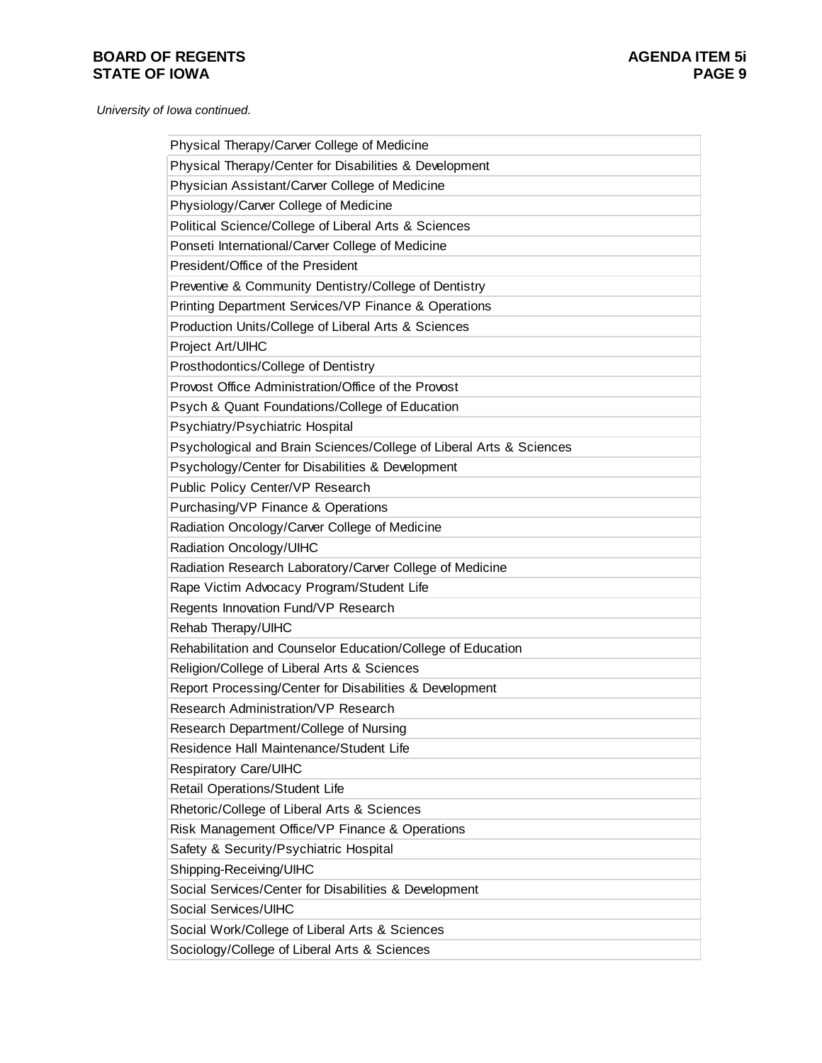*University of Iowa continued.*

| |
|---|
| Physical Therapy/Carver College of Medicine |
| Physical Therapy/Center for Disabilities & Development |
| Physician Assistant/Carver College of Medicine |
| Physiology/Carver College of Medicine |
| Political Science/College of Liberal Arts & Sciences |
| Ponseti International/Carver College of Medicine |
| President/Office of the President |
| Preventive & Community Dentistry/College of Dentistry |
| Printing Department Services/VP Finance & Operations |
| Production Units/College of Liberal Arts & Sciences |
| Project Art/UIHC |
| Prosthodontics/College of Dentistry |
| Provost Office Administration/Office of the Provost |
| Psych & Quant Foundations/College of Education |
| Psychiatry/Psychiatric Hospital |
| Psychological and Brain Sciences/College of Liberal Arts & Sciences |
| Psychology/Center for Disabilities & Development |
| Public Policy Center/VP Research |
| Purchasing/VP Finance & Operations |
| Radiation Oncology/Carver College of Medicine |
| Radiation Oncology/UIHC |
| Radiation Research Laboratory/Carver College of Medicine |
| Rape Victim Advocacy Program/Student Life |
| Regents Innovation Fund/VP Research |
| Rehab Therapy/UIHC |
| Rehabilitation and Counselor Education/College of Education |
| Religion/College of Liberal Arts & Sciences |
| Report Processing/Center for Disabilities & Development |
| Research Administration/VP Research |
| Research Department/College of Nursing |
| Residence Hall Maintenance/Student Life |
| Respiratory Care/UIHC |
| Retail Operations/Student Life |
| Rhetoric/College of Liberal Arts & Sciences |
| Risk Management Office/VP Finance & Operations |
| Safety & Security/Psychiatric Hospital |
| Shipping-Receiving/UIHC |
| Social Services/Center for Disabilities & Development |
| Social Services/UIHC |
| Social Work/College of Liberal Arts & Sciences |
| Sociology/College of Liberal Arts & Sciences |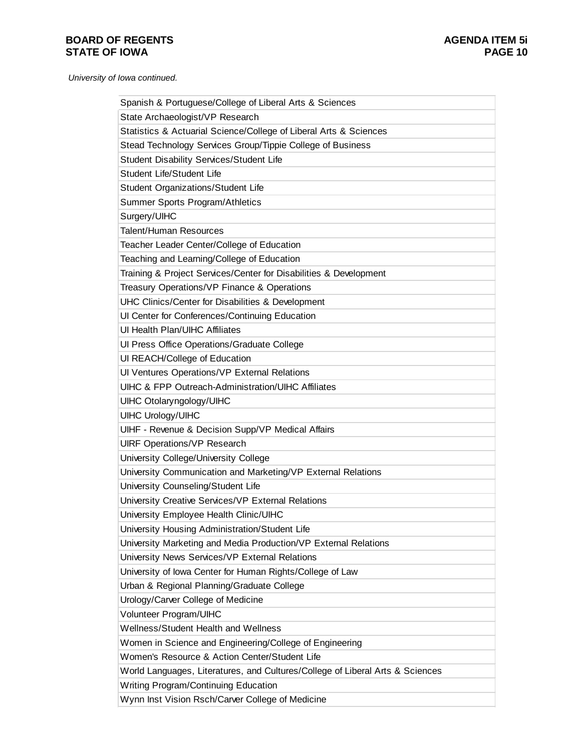*University of Iowa continued.*

| |
|---|
| Spanish & Portuguese/College of Liberal Arts & Sciences |
| State Archaeologist/VP Research |
| Statistics & Actuarial Science/College of Liberal Arts & Sciences |
| Stead Technology Services Group/Tippie College of Business |
| Student Disability Services/Student Life |
| Student Life/Student Life |
| Student Organizations/Student Life |
| Summer Sports Program/Athletics |
| Surgery/UIHC |
| Talent/Human Resources |
| Teacher Leader Center/College of Education |
| Teaching and Learning/College of Education |
| Training & Project Services/Center for Disabilities & Development |
| Treasury Operations/VP Finance & Operations |
| UHC Clinics/Center for Disabilities & Development |
| UI Center for Conferences/Continuing Education |
| UI Health Plan/UIHC Affiliates |
| UI Press Office Operations/Graduate College |
| UI REACH/College of Education |
| UI Ventures Operations/VP External Relations |
| UIHC & FPP Outreach-Administration/UIHC Affiliates |
| UIHC Otolaryngology/UIHC |
| UIHC Urology/UIHC |
| UIHF - Revenue & Decision Supp/VP Medical Affairs |
| UIRF Operations/VP Research |
| University College/University College |
| University Communication and Marketing/VP External Relations |
| University Counseling/Student Life |
| University Creative Services/VP External Relations |
| University Employee Health Clinic/UIHC |
| University Housing Administration/Student Life |
| University Marketing and Media Production/VP External Relations |
| University News Services/VP External Relations |
| University of Iowa Center for Human Rights/College of Law |
| Urban & Regional Planning/Graduate College |
| Urology/Carver College of Medicine |
| Volunteer Program/UIHC |
| Wellness/Student Health and Wellness |
| Women in Science and Engineering/College of Engineering |
| Women's Resource & Action Center/Student Life |
| World Languages, Literatures, and Cultures/College of Liberal Arts & Sciences |
| Writing Program/Continuing Education |
| Wynn Inst Vision Rsch/Carver College of Medicine |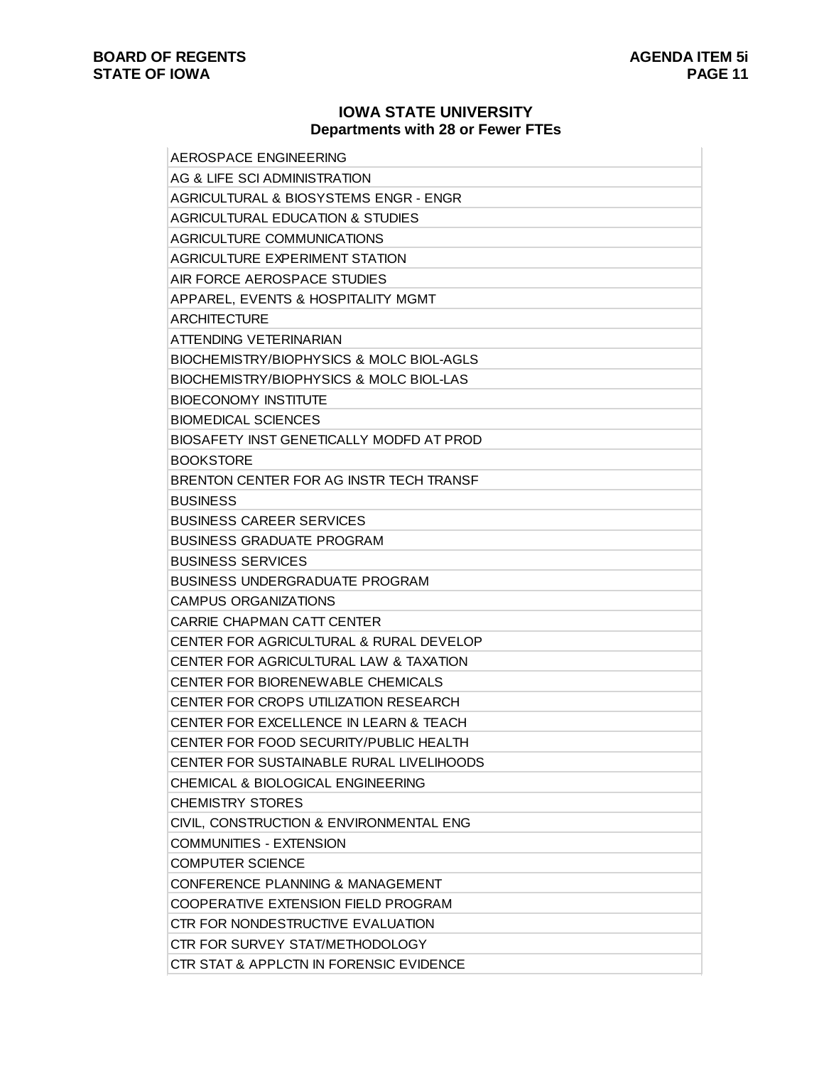## IOWA STATE UNIVERSITY
### Departments with 28 or Fewer FTEs

| |
|---|
| AEROSPACE ENGINEERING |
| AG & LIFE SCI ADMINISTRATION |
| AGRICULTURAL & BIOSYSTEMS ENGR - ENGR |
| AGRICULTURAL EDUCATION & STUDIES |
| AGRICULTURE COMMUNICATIONS |
| AGRICULTURE EXPERIMENT STATION |
| AIR FORCE AEROSPACE STUDIES |
| APPAREL, EVENTS & HOSPITALITY MGMT |
| ARCHITECTURE |
| ATTENDING VETERINARIAN |
| BIOCHEMISTRY/BIOPHYSICS & MOLC BIOL-AGLS |
| BIOCHEMISTRY/BIOPHYSICS & MOLC BIOL-LAS |
| BIOECONOMY INSTITUTE |
| BIOMEDICAL SCIENCES |
| BIOSAFETY INST GENETICALLY MODFD AT PROD |
| BOOKSTORE |
| BRENTON CENTER FOR AG INSTR TECH TRANSF |
| BUSINESS |
| BUSINESS CAREER SERVICES |
| BUSINESS GRADUATE PROGRAM |
| BUSINESS SERVICES |
| BUSINESS UNDERGRADUATE PROGRAM |
| CAMPUS ORGANIZATIONS |
| CARRIE CHAPMAN CATT CENTER |
| CENTER FOR AGRICULTURAL & RURAL DEVELOP |
| CENTER FOR AGRICULTURAL LAW & TAXATION |
| CENTER FOR BIORENEWABLE CHEMICALS |
| CENTER FOR CROPS UTILIZATION RESEARCH |
| CENTER FOR EXCELLENCE IN LEARN & TEACH |
| CENTER FOR FOOD SECURITY/PUBLIC HEALTH |
| CENTER FOR SUSTAINABLE RURAL LIVELIHOODS |
| CHEMICAL & BIOLOGICAL ENGINEERING |
| CHEMISTRY STORES |
| CIVIL, CONSTRUCTION & ENVIRONMENTAL ENG |
| COMMUNITIES - EXTENSION |
| COMPUTER SCIENCE |
| CONFERENCE PLANNING & MANAGEMENT |
| COOPERATIVE EXTENSION FIELD PROGRAM |
| CTR FOR NONDESTRUCTIVE EVALUATION |
| CTR FOR SURVEY STAT/METHODOLOGY |
| CTR STAT & APPLCTN IN FORENSIC EVIDENCE |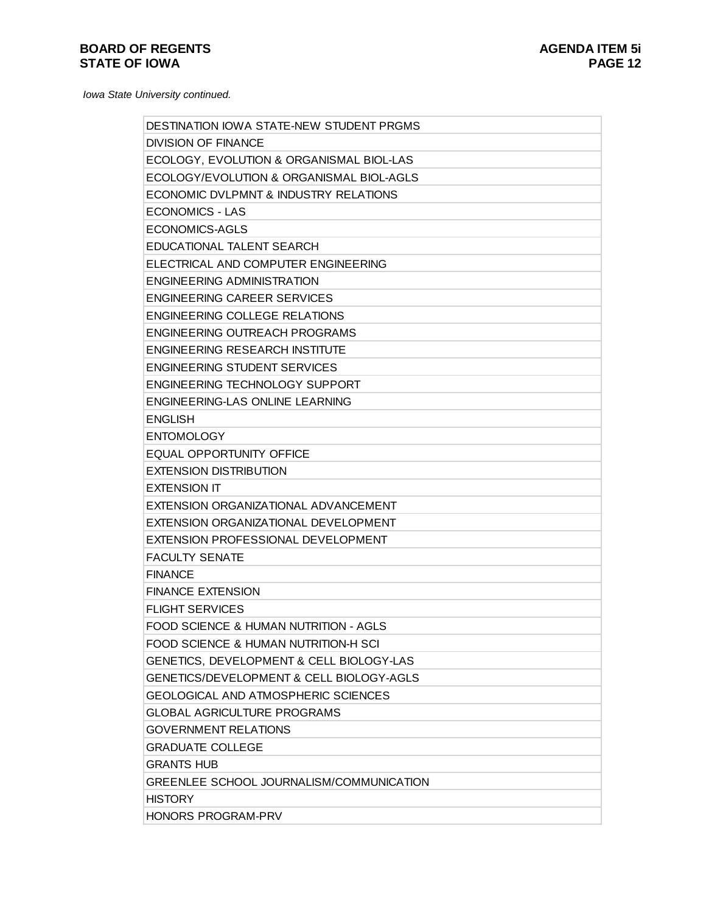*Iowa State University continued.*

| DESTINATION IOWA STATE-NEW STUDENT PRGMS |
|---|
| DIVISION OF FINANCE |
| ECOLOGY, EVOLUTION & ORGANISMAL BIOL-LAS |
| ECOLOGY/EVOLUTION & ORGANISMAL BIOL-AGLS |
| ECONOMIC DVLPMNT & INDUSTRY RELATIONS |
| ECONOMICS - LAS |
| ECONOMICS-AGLS |
| EDUCATIONAL TALENT SEARCH |
| ELECTRICAL AND COMPUTER ENGINEERING |
| ENGINEERING ADMINISTRATION |
| ENGINEERING CAREER SERVICES |
| ENGINEERING COLLEGE RELATIONS |
| ENGINEERING OUTREACH PROGRAMS |
| ENGINEERING RESEARCH INSTITUTE |
| ENGINEERING STUDENT SERVICES |
| ENGINEERING TECHNOLOGY SUPPORT |
| ENGINEERING-LAS ONLINE LEARNING |
| ENGLISH |
| ENTOMOLOGY |
| EQUAL OPPORTUNITY OFFICE |
| EXTENSION DISTRIBUTION |
| EXTENSION IT |
| EXTENSION ORGANIZATIONAL ADVANCEMENT |
| EXTENSION ORGANIZATIONAL DEVELOPMENT |
| EXTENSION PROFESSIONAL DEVELOPMENT |
| FACULTY SENATE |
| FINANCE |
| FINANCE EXTENSION |
| FLIGHT SERVICES |
| FOOD SCIENCE & HUMAN NUTRITION - AGLS |
| FOOD SCIENCE & HUMAN NUTRITION-H SCI |
| GENETICS, DEVELOPMENT & CELL BIOLOGY-LAS |
| GENETICS/DEVELOPMENT & CELL BIOLOGY-AGLS |
| GEOLOGICAL AND ATMOSPHERIC SCIENCES |
| GLOBAL AGRICULTURE PROGRAMS |
| GOVERNMENT RELATIONS |
| GRADUATE COLLEGE |
| GRANTS HUB |
| GREENLEE SCHOOL JOURNALISM/COMMUNICATION |
| HISTORY |
| HONORS PROGRAM-PRV |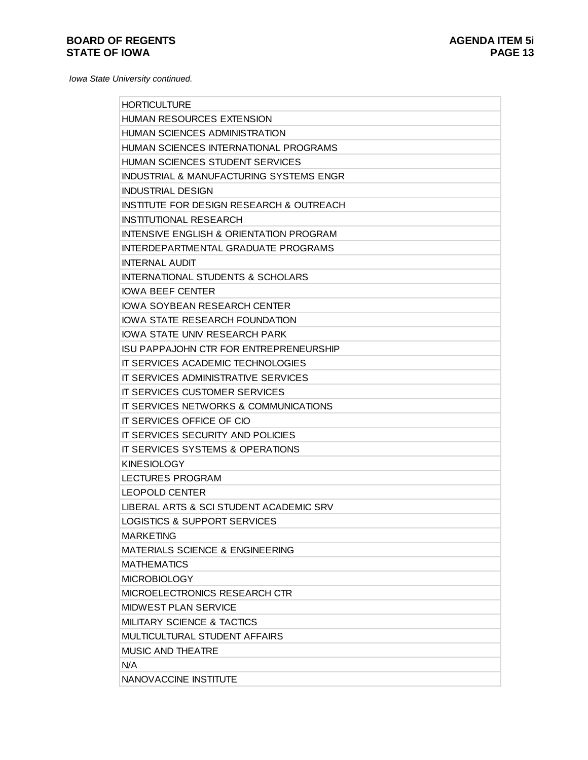*Iowa State University continued.*

| |
|---|
| HORTICULTURE |
| HUMAN RESOURCES EXTENSION |
| HUMAN SCIENCES ADMINISTRATION |
| HUMAN SCIENCES INTERNATIONAL PROGRAMS |
| HUMAN SCIENCES STUDENT SERVICES |
| INDUSTRIAL & MANUFACTURING SYSTEMS ENGR |
| INDUSTRIAL DESIGN |
| INSTITUTE FOR DESIGN RESEARCH & OUTREACH |
| INSTITUTIONAL RESEARCH |
| INTENSIVE ENGLISH & ORIENTATION PROGRAM |
| INTERDEPARTMENTAL GRADUATE PROGRAMS |
| INTERNAL AUDIT |
| INTERNATIONAL STUDENTS & SCHOLARS |
| IOWA BEEF CENTER |
| IOWA SOYBEAN RESEARCH CENTER |
| IOWA STATE RESEARCH FOUNDATION |
| IOWA STATE UNIV RESEARCH PARK |
| ISU PAPPAJOHN CTR FOR ENTREPRENEURSHIP |
| IT SERVICES ACADEMIC TECHNOLOGIES |
| IT SERVICES ADMINISTRATIVE SERVICES |
| IT SERVICES CUSTOMER SERVICES |
| IT SERVICES NETWORKS & COMMUNICATIONS |
| IT SERVICES OFFICE OF CIO |
| IT SERVICES SECURITY AND POLICIES |
| IT SERVICES SYSTEMS & OPERATIONS |
| KINESIOLOGY |
| LECTURES PROGRAM |
| LEOPOLD CENTER |
| LIBERAL ARTS & SCI STUDENT ACADEMIC SRV |
| LOGISTICS & SUPPORT SERVICES |
| MARKETING |
| MATERIALS SCIENCE & ENGINEERING |
| MATHEMATICS |
| MICROBIOLOGY |
| MICROELECTRONICS RESEARCH CTR |
| MIDWEST PLAN SERVICE |
| MILITARY SCIENCE & TACTICS |
| MULTICULTURAL STUDENT AFFAIRS |
| MUSIC AND THEATRE |
| N/A |
| NANOVACCINE INSTITUTE |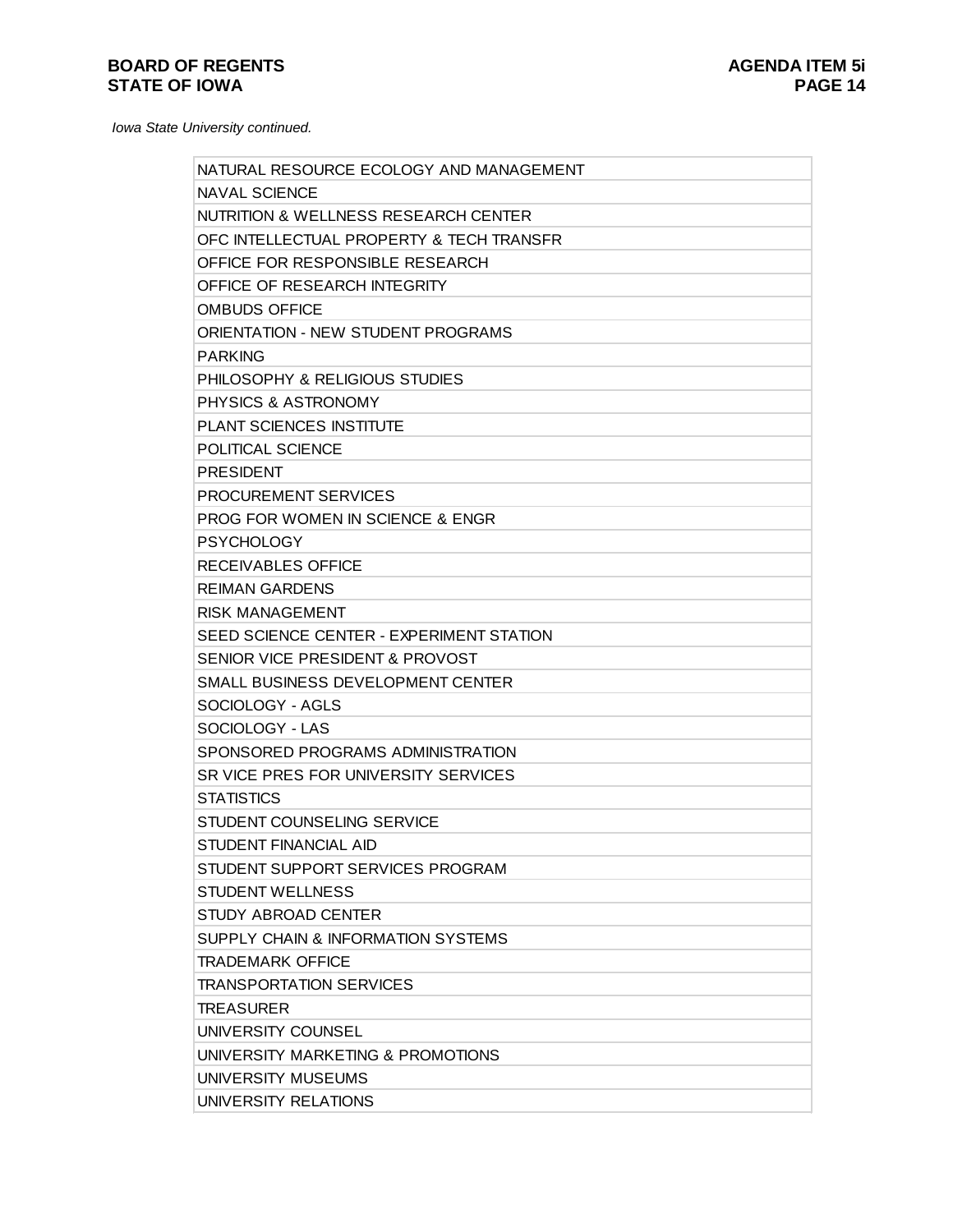*Iowa State University continued.*

| |
|---|
| NATURAL RESOURCE ECOLOGY AND MANAGEMENT |
| NAVAL SCIENCE |
| NUTRITION & WELLNESS RESEARCH CENTER |
| OFC INTELLECTUAL PROPERTY & TECH TRANSFR |
| OFFICE FOR RESPONSIBLE RESEARCH |
| OFFICE OF RESEARCH INTEGRITY |
| OMBUDS OFFICE |
| ORIENTATION - NEW STUDENT PROGRAMS |
| PARKING |
| PHILOSOPHY & RELIGIOUS STUDIES |
| PHYSICS & ASTRONOMY |
| PLANT SCIENCES INSTITUTE |
| POLITICAL SCIENCE |
| PRESIDENT |
| PROCUREMENT SERVICES |
| PROG FOR WOMEN IN SCIENCE & ENGR |
| PSYCHOLOGY |
| RECEIVABLES OFFICE |
| REIMAN GARDENS |
| RISK MANAGEMENT |
| SEED SCIENCE CENTER - EXPERIMENT STATION |
| SENIOR VICE PRESIDENT & PROVOST |
| SMALL BUSINESS DEVELOPMENT CENTER |
| SOCIOLOGY - AGLS |
| SOCIOLOGY - LAS |
| SPONSORED PROGRAMS ADMINISTRATION |
| SR VICE PRES FOR UNIVERSITY SERVICES |
| STATISTICS |
| STUDENT COUNSELING SERVICE |
| STUDENT FINANCIAL AID |
| STUDENT SUPPORT SERVICES PROGRAM |
| STUDENT WELLNESS |
| STUDY ABROAD CENTER |
| SUPPLY CHAIN & INFORMATION SYSTEMS |
| TRADEMARK OFFICE |
| TRANSPORTATION SERVICES |
| TREASURER |
| UNIVERSITY COUNSEL |
| UNIVERSITY MARKETING & PROMOTIONS |
| UNIVERSITY MUSEUMS |
| UNIVERSITY RELATIONS |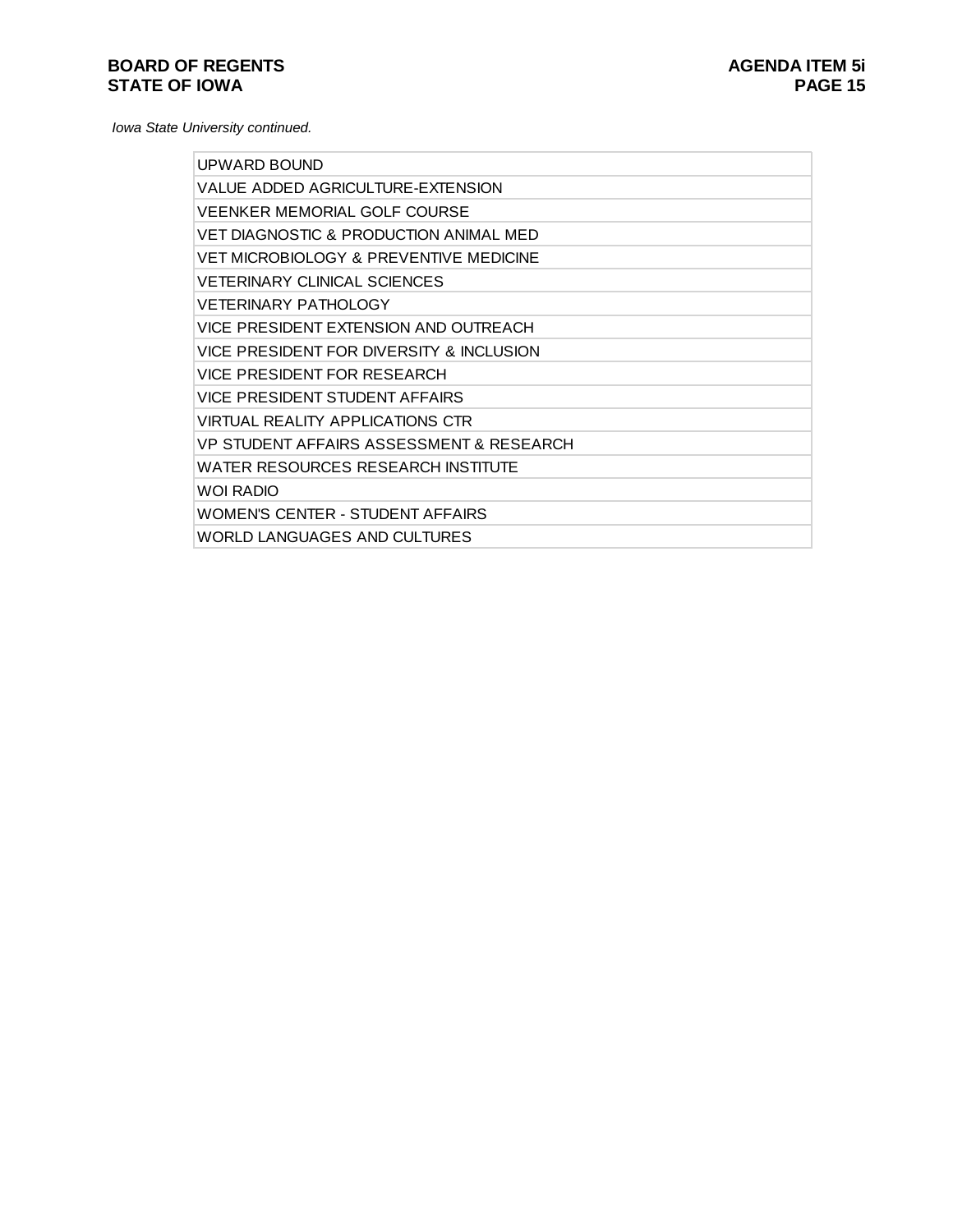*Iowa State University continued.*

| UPWARD BOUND |
|---|
| VALUE ADDED AGRICULTURE-EXTENSION |
| VEENKER MEMORIAL GOLF COURSE |
| VET DIAGNOSTIC & PRODUCTION ANIMAL MED |
| VET MICROBIOLOGY & PREVENTIVE MEDICINE |
| VETERINARY CLINICAL SCIENCES |
| VETERINARY PATHOLOGY |
| VICE PRESIDENT EXTENSION AND OUTREACH |
| VICE PRESIDENT FOR DIVERSITY & INCLUSION |
| VICE PRESIDENT FOR RESEARCH |
| VICE PRESIDENT STUDENT AFFAIRS |
| VIRTUAL REALITY APPLICATIONS CTR |
| VP STUDENT AFFAIRS ASSESSMENT & RESEARCH |
| WATER RESOURCES RESEARCH INSTITUTE |
| WOI RADIO |
| WOMEN'S CENTER - STUDENT AFFAIRS |
| WORLD LANGUAGES AND CULTURES |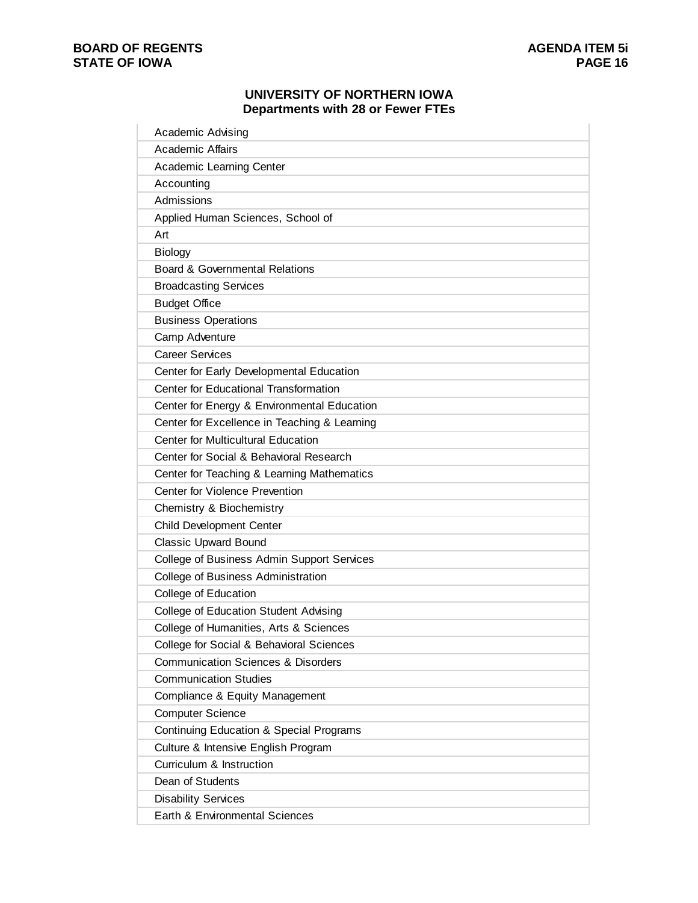## UNIVERSITY OF NORTHERN IOWA
### Departments with 28 or Fewer FTEs

| |
|---|
| Academic Advising |
| Academic Affairs |
| Academic Learning Center |
| Accounting |
| Admissions |
| Applied Human Sciences, School of |
| Art |
| Biology |
| Board & Governmental Relations |
| Broadcasting Services |
| Budget Office |
| Business Operations |
| Camp Adventure |
| Career Services |
| Center for Early Developmental Education |
| Center for Educational Transformation |
| Center for Energy & Environmental Education |
| Center for Excellence in Teaching & Learning |
| Center for Multicultural Education |
| Center for Social & Behavioral Research |
| Center for Teaching & Learning Mathematics |
| Center for Violence Prevention |
| Chemistry & Biochemistry |
| Child Development Center |
| Classic Upward Bound |
| College of Business Admin Support Services |
| College of Business Administration |
| College of Education |
| College of Education Student Advising |
| College of Humanities, Arts & Sciences |
| College for Social & Behavioral Sciences |
| Communication Sciences & Disorders |
| Communication Studies |
| Compliance & Equity Management |
| Computer Science |
| Continuing Education & Special Programs |
| Culture & Intensive English Program |
| Curriculum & Instruction |
| Dean of Students |
| Disability Services |
| Earth & Environmental Sciences |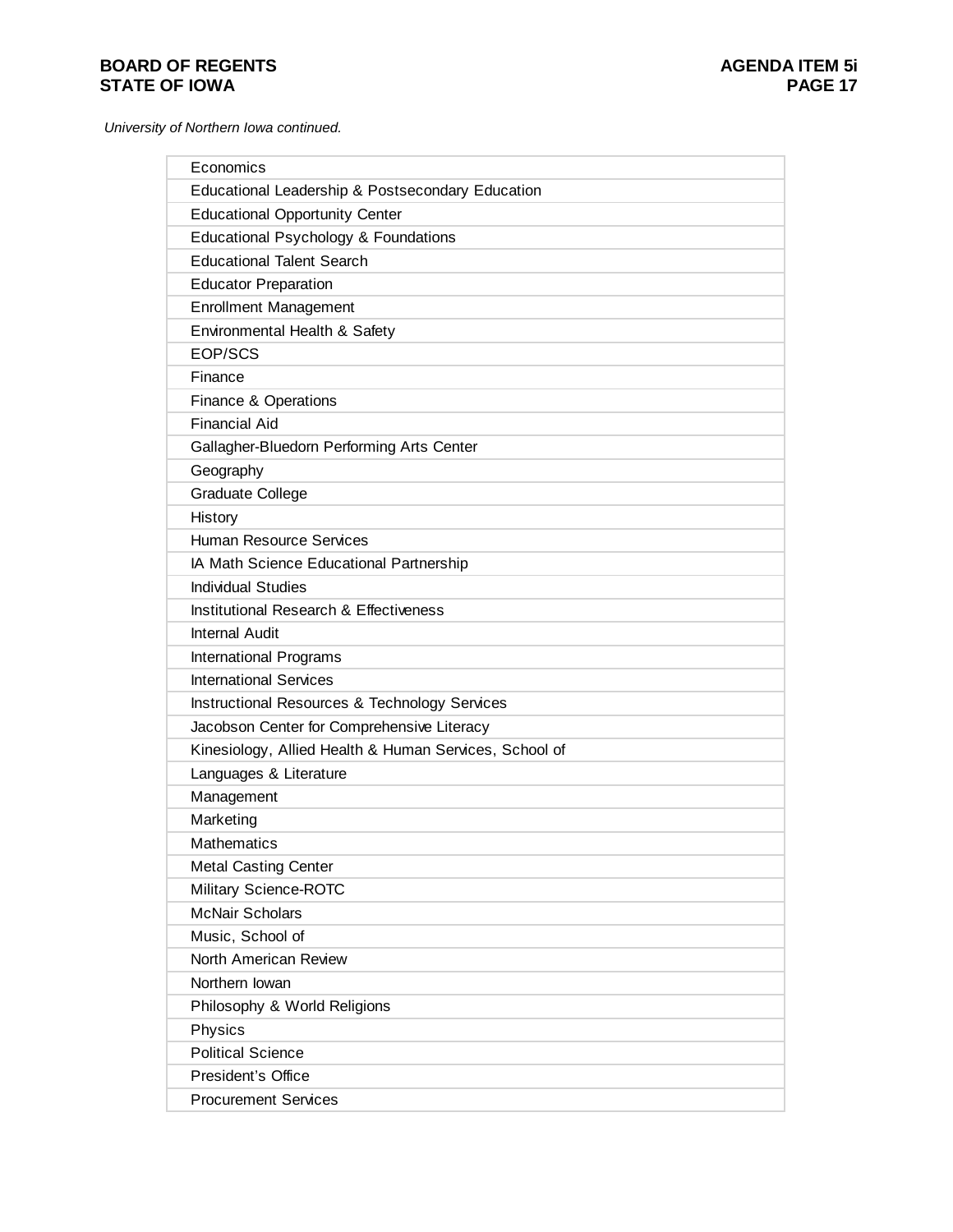*University of Northern Iowa continued.*

| Economics |
|---|
| Educational Leadership & Postsecondary Education |
| Educational Opportunity Center |
| Educational Psychology & Foundations |
| Educational Talent Search |
| Educator Preparation |
| Enrollment Management |
| Environmental Health & Safety |
| EOP/SCS |
| Finance |
| Finance & Operations |
| Financial Aid |
| Gallagher-Bluedorn Performing Arts Center |
| Geography |
| Graduate College |
| History |
| Human Resource Services |
| IA Math Science Educational Partnership |
| Individual Studies |
| Institutional Research & Effectiveness |
| Internal Audit |
| International Programs |
| International Services |
| Instructional Resources & Technology Services |
| Jacobson Center for Comprehensive Literacy |
| Kinesiology, Allied Health & Human Services, School of |
| Languages & Literature |
| Management |
| Marketing |
| Mathematics |
| Metal Casting Center |
| Military Science-ROTC |
| McNair Scholars |
| Music, School of |
| North American Review |
| Northern Iowan |
| Philosophy & World Religions |
| Physics |
| Political Science |
| President's Office |
| Procurement Services |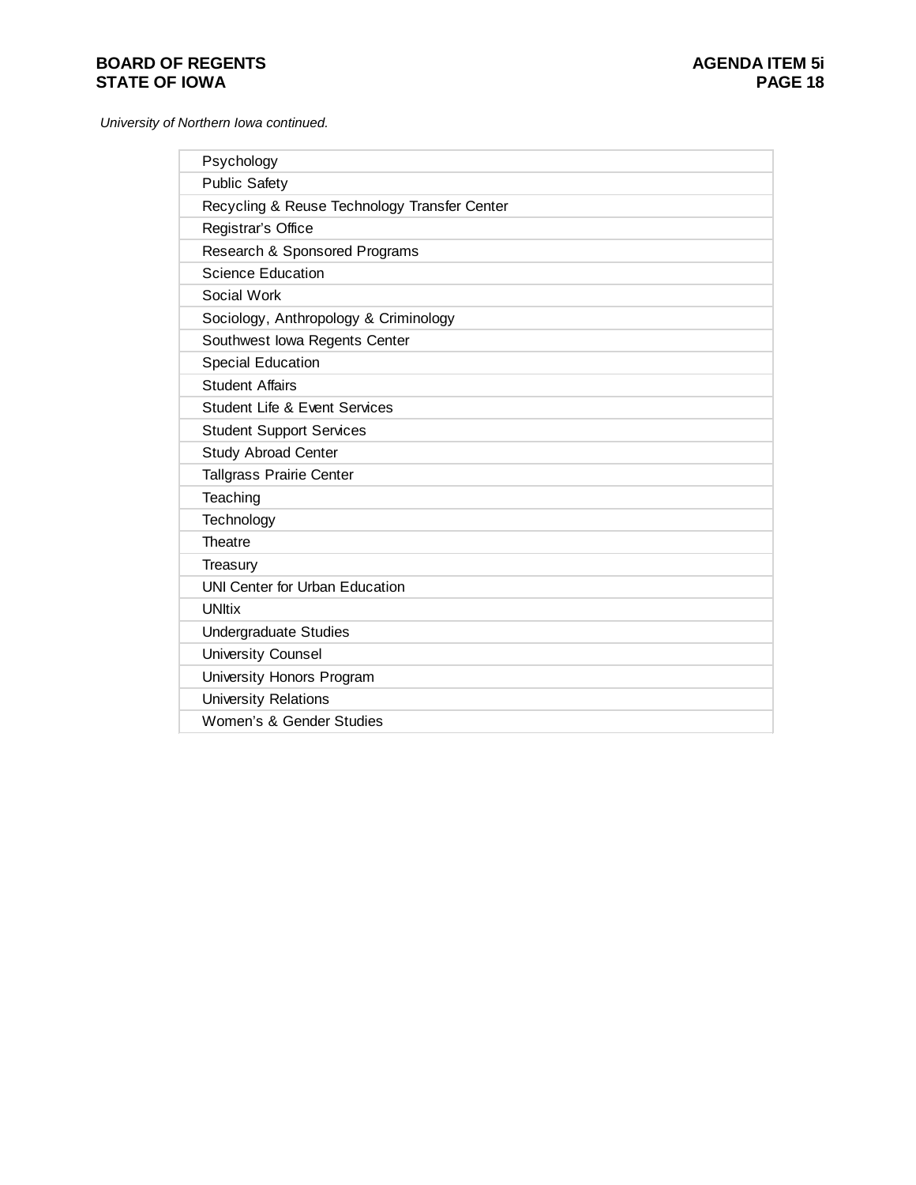*University of Northern Iowa continued.*

| |
|---|
| Psychology |
| Public Safety |
| Recycling & Reuse Technology Transfer Center |
| Registrar's Office |
| Research & Sponsored Programs |
| Science Education |
| Social Work |
| Sociology, Anthropology & Criminology |
| Southwest Iowa Regents Center |
| Special Education |
| Student Affairs |
| Student Life & Event Services |
| Student Support Services |
| Study Abroad Center |
| Tallgrass Prairie Center |
| Teaching |
| Technology |
| Theatre |
| Treasury |
| UNI Center for Urban Education |
| UNItix |
| Undergraduate Studies |
| University Counsel |
| University Honors Program |
| University Relations |
| Women's & Gender Studies |